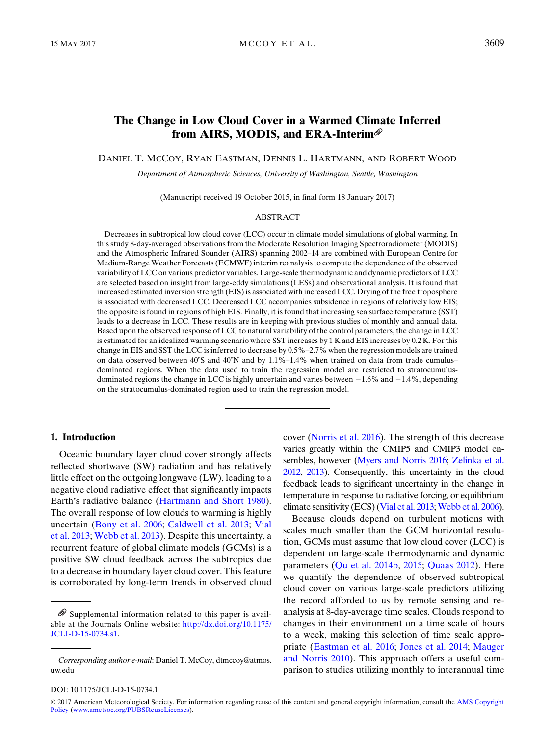# The Change in Low Cloud Cover in a Warmed Climate Inferred from AIRS, MODIS, and ERA-Interim

DANIEL T. MCCOY, RYAN EASTMAN, DENNIS L. HARTMANN, AND ROBERT WOOD

*Department of Atmospheric Sciences, University of Washington, Seattle, Washington*

(Manuscript received 19 October 2015, in final form 18 January 2017)

## ABSTRACT

Decreases in subtropical low cloud cover (LCC) occur in climate model simulations of global warming. In this study 8-day-averaged observations from the Moderate Resolution Imaging Spectroradiometer (MODIS) and the Atmospheric Infrared Sounder (AIRS) spanning 2002–14 are combined with European Centre for Medium-Range Weather Forecasts (ECMWF) interim reanalysis to compute the dependence of the observed variability of LCC on various predictor variables. Large-scale thermodynamic and dynamic predictors of LCC are selected based on insight from large-eddy simulations (LESs) and observational analysis. It is found that increased estimated inversion strength (EIS) is associated with increased LCC. Drying of the free troposphere is associated with decreased LCC. Decreased LCC accompanies subsidence in regions of relatively low EIS; the opposite is found in regions of high EIS. Finally, it is found that increasing sea surface temperature (SST) leads to a decrease in LCC. These results are in keeping with previous studies of monthly and annual data. Based upon the observed response of LCC to natural variability of the control parameters, the change in LCC is estimated for an idealized warming scenario where SST increases by 1 K and EIS increases by 0.2 K. For this change in EIS and SST the LCC is inferred to decrease by 0.5%–2.7% when the regression models are trained on data observed between 40°S and 40°N and by 1.1%–1.4% when trained on data from trade cumulus–dominated regions. When the data used to train the regression model are restricted to stratocumulus-dominated regions the change in LCC is highly uncertain and varies between −1.6% and +1.4%, depending on the stratocumulus-dominated region used to train the regression model.

## 1. Introduction

Oceanic boundary layer cloud cover strongly affects reflected shortwave (SW) radiation and has relatively little effect on the outgoing longwave (LW), leading to a negative cloud radiative effect that significantly impacts Earth's radiative balance (Hartmann and Short 1980). The overall response of low clouds to warming is highly uncertain (Bony et al. 2006; Caldwell et al. 2013; Vial et al. 2013; Webb et al. 2013). Despite this uncertainty, a recurrent feature of global climate models (GCMs) is a positive SW cloud feedback across the subtropics due to a decrease in boundary layer cloud cover. This feature is corroborated by long-term trends in observed cloud cover (Norris et al. 2016). The strength of this decrease varies greatly within the CMIP5 and CMIP3 model ensembles, however (Myers and Norris 2016; Zelinka et al. 2012, 2013). Consequently, this uncertainty in the cloud feedback leads to significant uncertainty in the change in temperature in response to radiative forcing, or equilibrium climate sensitivity (ECS) (Vial et al. 2013; Webb et al. 2006).

Because clouds depend on turbulent motions with scales much smaller than the GCM horizontal resolution, GCMs must assume that low cloud cover (LCC) is dependent on large-scale thermodynamic and dynamic parameters (Qu et al. 2014b, 2015; Quaas 2012). Here we quantify the dependence of observed subtropical cloud cover on various large-scale predictors utilizing the record afforded to us by remote sensing and reanalysis at 8-day-average time scales. Clouds respond to changes in their environment on a time scale of hours to a week, making this selection of time scale appropriate (Eastman et al. 2016; Jones et al. 2014; Mauger and Norris 2010). This approach offers a useful comparison to studies utilizing monthly to interannual time

---

Supplemental information related to this paper is available at the Journals Online website: http://dx.doi.org/10.1175/JCLI-D-15-0734.s1.

*Corresponding author e-mail*: Daniel T. McCoy, dtmccoy@atmos.uw.edu

DOI: 10.1175/JCLI-D-15-0734.1

© 2017 American Meteorological Society. For information regarding reuse of this content and general copyright information, consult the AMS Copyright Policy (www.ametsoc.org/PUBSReuseLicenses).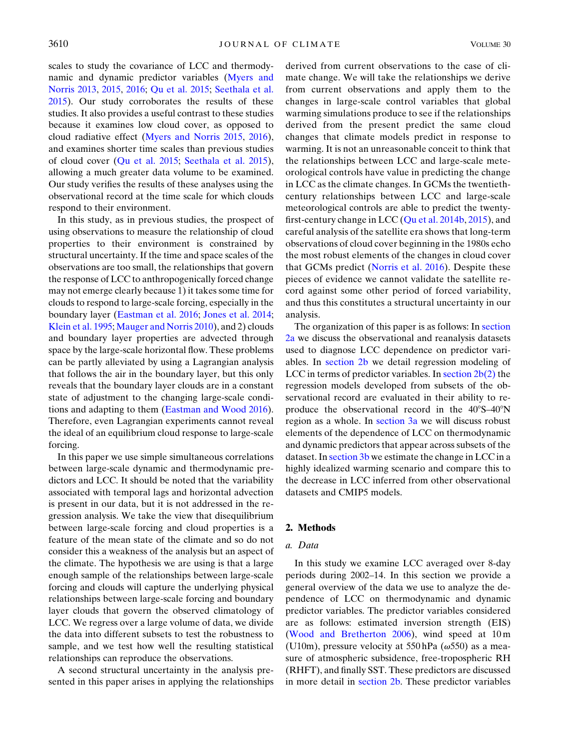scales to study the covariance of LCC and thermodynamic and dynamic predictor variables (Myers and Norris 2013, 2015, 2016; Qu et al. 2015; Seethala et al. 2015). Our study corroborates the results of these studies. It also provides a useful contrast to these studies because it examines low cloud cover, as opposed to cloud radiative effect (Myers and Norris 2015, 2016), and examines shorter time scales than previous studies of cloud cover (Qu et al. 2015; Seethala et al. 2015), allowing a much greater data volume to be examined. Our study verifies the results of these analyses using the observational record at the time scale for which clouds respond to their environment.

In this study, as in previous studies, the prospect of using observations to measure the relationship of cloud properties to their environment is constrained by structural uncertainty. If the time and space scales of the observations are too small, the relationships that govern the response of LCC to anthropogenically forced change may not emerge clearly because 1) it takes some time for clouds to respond to large-scale forcing, especially in the boundary layer (Eastman et al. 2016; Jones et al. 2014; Klein et al. 1995; Mauger and Norris 2010), and 2) clouds and boundary layer properties are advected through space by the large-scale horizontal flow. These problems can be partly alleviated by using a Lagrangian analysis that follows the air in the boundary layer, but this only reveals that the boundary layer clouds are in a constant state of adjustment to the changing large-scale conditions and adapting to them (Eastman and Wood 2016). Therefore, even Lagrangian experiments cannot reveal the ideal of an equilibrium cloud response to large-scale forcing.

In this paper we use simple simultaneous correlations between large-scale dynamic and thermodynamic predictors and LCC. It should be noted that the variability associated with temporal lags and horizontal advection is present in our data, but it is not addressed in the regression analysis. We take the view that disequilibrium between large-scale forcing and cloud properties is a feature of the mean state of the climate and so do not consider this a weakness of the analysis but an aspect of the climate. The hypothesis we are using is that a large enough sample of the relationships between large-scale forcing and clouds will capture the underlying physical relationships between large-scale forcing and boundary layer clouds that govern the observed climatology of LCC. We regress over a large volume of data, we divide the data into different subsets to test the robustness to sample, and we test how well the resulting statistical relationships can reproduce the observations.

A second structural uncertainty in the analysis presented in this paper arises in applying the relationships derived from current observations to the case of climate change. We will take the relationships we derive from current observations and apply them to the changes in large-scale control variables that global warming simulations produce to see if the relationships derived from the present predict the same cloud changes that climate models predict in response to warming. It is not an unreasonable conceit to think that the relationships between LCC and large-scale meteorological controls have value in predicting the change in LCC as the climate changes. In GCMs the twentieth-century relationships between LCC and large-scale meteorological controls are able to predict the twenty-first-century change in LCC (Qu et al. 2014b, 2015), and careful analysis of the satellite era shows that long-term observations of cloud cover beginning in the 1980s echo the most robust elements of the changes in cloud cover that GCMs predict (Norris et al. 2016). Despite these pieces of evidence we cannot validate the satellite record against some other period of forced variability, and thus this constitutes a structural uncertainty in our analysis.

The organization of this paper is as follows: In section 2a we discuss the observational and reanalysis datasets used to diagnose LCC dependence on predictor variables. In section 2b we detail regression modeling of LCC in terms of predictor variables. In section 2b(2) the regression models developed from subsets of the observational record are evaluated in their ability to reproduce the observational record in the 40°S–40°N region as a whole. In section 3a we will discuss robust elements of the dependence of LCC on thermodynamic and dynamic predictors that appear across subsets of the dataset. In section 3b we estimate the change in LCC in a highly idealized warming scenario and compare this to the decrease in LCC inferred from other observational datasets and CMIP5 models.

## 2. Methods

### *a. Data*

In this study we examine LCC averaged over 8-day periods during 2002–14. In this section we provide a general overview of the data we use to analyze the dependence of LCC on thermodynamic and dynamic predictor variables. The predictor variables considered are as follows: estimated inversion strength (EIS) (Wood and Bretherton 2006), wind speed at 10 m (U10m), pressure velocity at 550 hPa ($\omega 550$) as a measure of atmospheric subsidence, free-tropospheric RH (RHFT), and finally SST. These predictors are discussed in more detail in section 2b. These predictor variables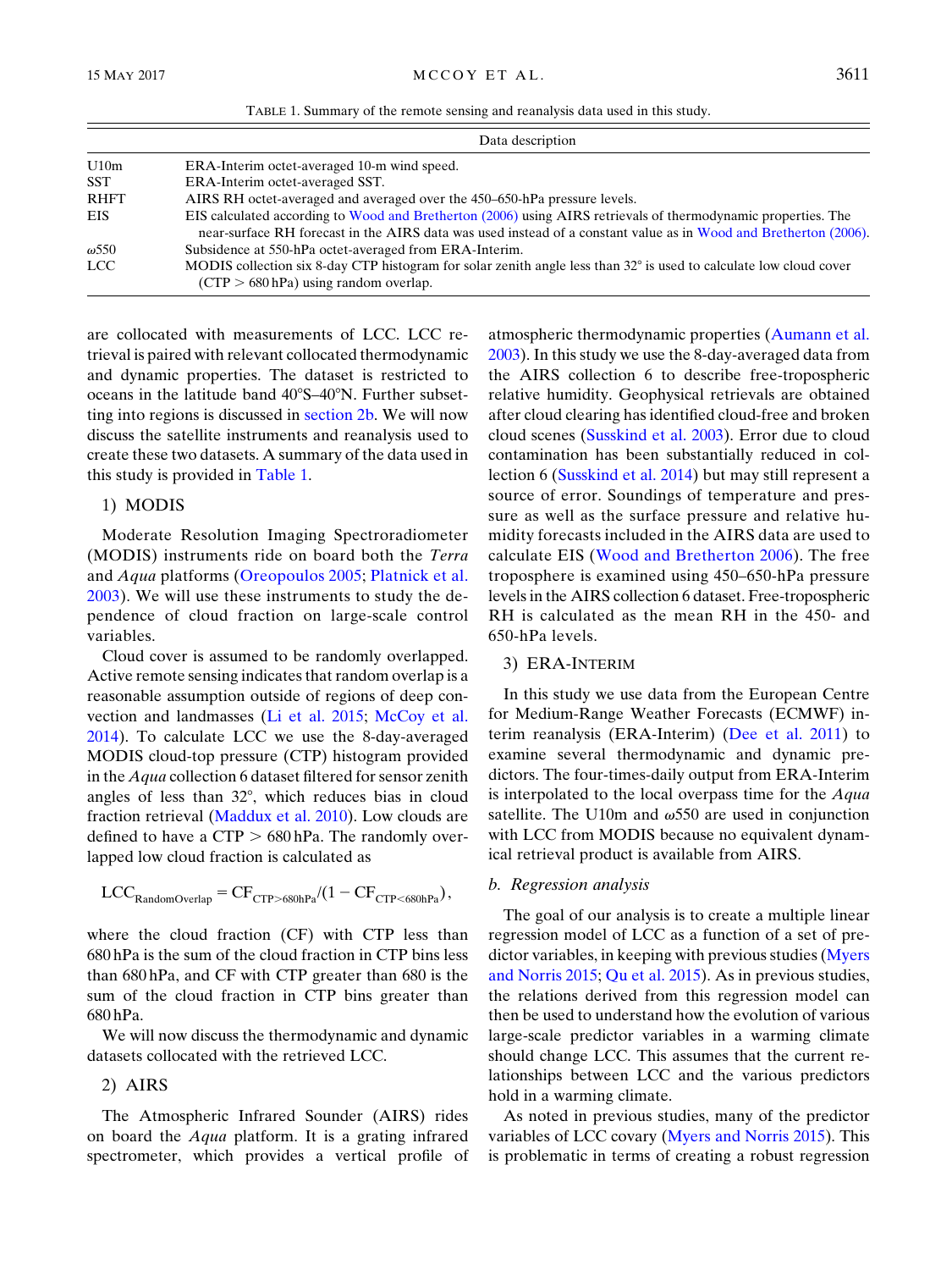TABLE 1. Summary of the remote sensing and reanalysis data used in this study.

| | Data description |
|---|---|
| U10m | ERA-Interim octet-averaged 10-m wind speed. |
| SST | ERA-Interim octet-averaged SST. |
| RHFT | AIRS RH octet-averaged and averaged over the 450–650-hPa pressure levels. |
| EIS | EIS calculated according to Wood and Bretherton (2006) using AIRS retrievals of thermodynamic properties. The near-surface RH forecast in the AIRS data was used instead of a constant value as in Wood and Bretherton (2006). |
| $\omega$550 | Subsidence at 550-hPa octet-averaged from ERA-Interim. |
| LCC | MODIS collection six 8-day CTP histogram for solar zenith angle less than 32° is used to calculate low cloud cover (CTP > 680 hPa) using random overlap. |

are collocated with measurements of LCC. LCC retrieval is paired with relevant collocated thermodynamic and dynamic properties. The dataset is restricted to oceans in the latitude band 40°S–40°N. Further subsetting into regions is discussed in section 2b. We will now discuss the satellite instruments and reanalysis used to create these two datasets. A summary of the data used in this study is provided in Table 1.

#### 1) MODIS

Moderate Resolution Imaging Spectroradiometer (MODIS) instruments ride on board both the *Terra* and *Aqua* platforms (Oreopoulos 2005; Platnick et al. 2003). We will use these instruments to study the dependence of cloud fraction on large-scale control variables.

Cloud cover is assumed to be randomly overlapped. Active remote sensing indicates that random overlap is a reasonable assumption outside of regions of deep convection and landmasses (Li et al. 2015; McCoy et al. 2014). To calculate LCC we use the 8-day-averaged MODIS cloud-top pressure (CTP) histogram provided in the *Aqua* collection 6 dataset filtered for sensor zenith angles of less than 32°, which reduces bias in cloud fraction retrieval (Maddux et al. 2010). Low clouds are defined to have a CTP > 680 hPa. The randomly overlapped low cloud fraction is calculated as

$$\mathrm{LCC}_{\mathrm{RandomOverlap}} = \mathrm{CF}_{\mathrm{CTP}>680\mathrm{hPa}}/(1 - \mathrm{CF}_{\mathrm{CTP}<680\mathrm{hPa}}),$$

where the cloud fraction (CF) with CTP less than 680 hPa is the sum of the cloud fraction in CTP bins less than 680 hPa, and CF with CTP greater than 680 is the sum of the cloud fraction in CTP bins greater than 680 hPa.

We will now discuss the thermodynamic and dynamic datasets collocated with the retrieved LCC.

#### 2) AIRS

The Atmospheric Infrared Sounder (AIRS) rides on board the *Aqua* platform. It is a grating infrared spectrometer, which provides a vertical profile of atmospheric thermodynamic properties (Aumann et al. 2003). In this study we use the 8-day-averaged data from the AIRS collection 6 to describe free-tropospheric relative humidity. Geophysical retrievals are obtained after cloud clearing has identified cloud-free and broken cloud scenes (Susskind et al. 2003). Error due to cloud contamination has been substantially reduced in collection 6 (Susskind et al. 2014) but may still represent a source of error. Soundings of temperature and pressure as well as the surface pressure and relative humidity forecasts included in the AIRS data are used to calculate EIS (Wood and Bretherton 2006). The free troposphere is examined using 450–650-hPa pressure levels in the AIRS collection 6 dataset. Free-tropospheric RH is calculated as the mean RH in the 450- and 650-hPa levels.

#### 3) ERA-Interim

In this study we use data from the European Centre for Medium-Range Weather Forecasts (ECMWF) interim reanalysis (ERA-Interim) (Dee et al. 2011) to examine several thermodynamic and dynamic predictors. The four-times-daily output from ERA-Interim is interpolated to the local overpass time for the *Aqua* satellite. The U10m and $\omega$550 are used in conjunction with LCC from MODIS because no equivalent dynamical retrieval product is available from AIRS.

### b. Regression analysis

The goal of our analysis is to create a multiple linear regression model of LCC as a function of a set of predictor variables, in keeping with previous studies (Myers and Norris 2015; Qu et al. 2015). As in previous studies, the relations derived from this regression model can then be used to understand how the evolution of various large-scale predictor variables in a warming climate should change LCC. This assumes that the current relationships between LCC and the various predictors hold in a warming climate.

As noted in previous studies, many of the predictor variables of LCC covary (Myers and Norris 2015). This is problematic in terms of creating a robust regression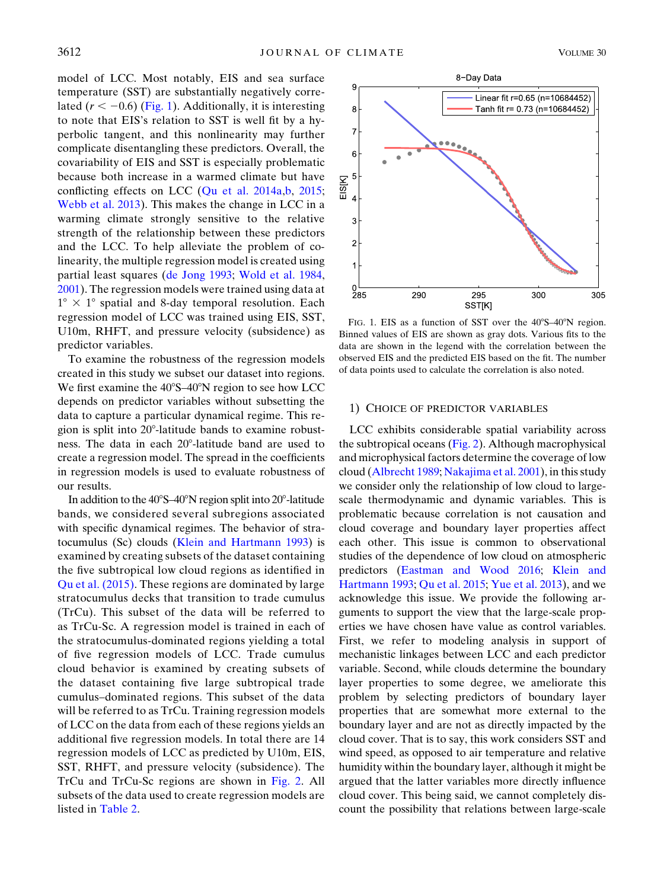model of LCC. Most notably, EIS and sea surface temperature (SST) are substantially negatively correlated ($r < -0.6$) (Fig. 1). Additionally, it is interesting to note that EIS's relation to SST is well fit by a hyperbolic tangent, and this nonlinearity may further complicate disentangling these predictors. Overall, the covariability of EIS and SST is especially problematic because both increase in a warmed climate but have conflicting effects on LCC (Qu et al. 2014a,b, 2015; Webb et al. 2013). This makes the change in LCC in a warming climate strongly sensitive to the relative strength of the relationship between these predictors and the LCC. To help alleviate the problem of colinearity, the multiple regression model is created using partial least squares (de Jong 1993; Wold et al. 1984, 2001). The regression models were trained using data at $1° \times 1°$ spatial and 8-day temporal resolution. Each regression model of LCC was trained using EIS, SST, U10m, RHFT, and pressure velocity (subsidence) as predictor variables.

To examine the robustness of the regression models created in this study we subset our dataset into regions. We first examine the 40°S–40°N region to see how LCC depends on predictor variables without subsetting the data to capture a particular dynamical regime. This region is split into 20°-latitude bands to examine robustness. The data in each 20°-latitude band are used to create a regression model. The spread in the coefficients in regression models is used to evaluate robustness of our results.

In addition to the 40°S–40°N region split into 20°-latitude bands, we considered several subregions associated with specific dynamical regimes. The behavior of stratocumulus (Sc) clouds (Klein and Hartmann 1993) is examined by creating subsets of the dataset containing the five subtropical low cloud regions as identified in Qu et al. (2015). These regions are dominated by large stratocumulus decks that transition to trade cumulus (TrCu). This subset of the data will be referred to as TrCu-Sc. A regression model is trained in each of the stratocumulus-dominated regions yielding a total of five regression models of LCC. Trade cumulus cloud behavior is examined by creating subsets of the dataset containing five large subtropical trade cumulus–dominated regions. This subset of the data will be referred to as TrCu. Training regression models of LCC on the data from each of these regions yields an additional five regression models. In total there are 14 regression models of LCC as predicted by U10m, EIS, SST, RHFT, and pressure velocity (subsidence). The TrCu and TrCu-Sc regions are shown in Fig. 2. All subsets of the data used to create regression models are listed in Table 2.

FIG. 1. EIS as a function of SST over the 40°S–40°N region. Binned values of EIS are shown as gray dots. Various fits to the data are shown in the legend with the correlation between the observed EIS and the predicted EIS based on the fit. The number of data points used to calculate the correlation is also noted.

### 1) Choice of predictor variables

LCC exhibits considerable spatial variability across the subtropical oceans (Fig. 2). Although macrophysical and microphysical factors determine the coverage of low cloud (Albrecht 1989; Nakajima et al. 2001), in this study we consider only the relationship of low cloud to large-scale thermodynamic and dynamic variables. This is problematic because correlation is not causation and cloud coverage and boundary layer properties affect each other. This issue is common to observational studies of the dependence of low cloud on atmospheric predictors (Eastman and Wood 2016; Klein and Hartmann 1993; Qu et al. 2015; Yue et al. 2013), and we acknowledge this issue. We provide the following arguments to support the view that the large-scale properties we have chosen have value as control variables. First, we refer to modeling analysis in support of mechanistic linkages between LCC and each predictor variable. Second, while clouds determine the boundary layer properties to some degree, we ameliorate this problem by selecting predictors of boundary layer properties that are somewhat more external to the boundary layer and are not as directly impacted by the cloud cover. That is to say, this work considers SST and wind speed, as opposed to air temperature and relative humidity within the boundary layer, although it might be argued that the latter variables more directly influence cloud cover. This being said, we cannot completely discount the possibility that relations between large-scale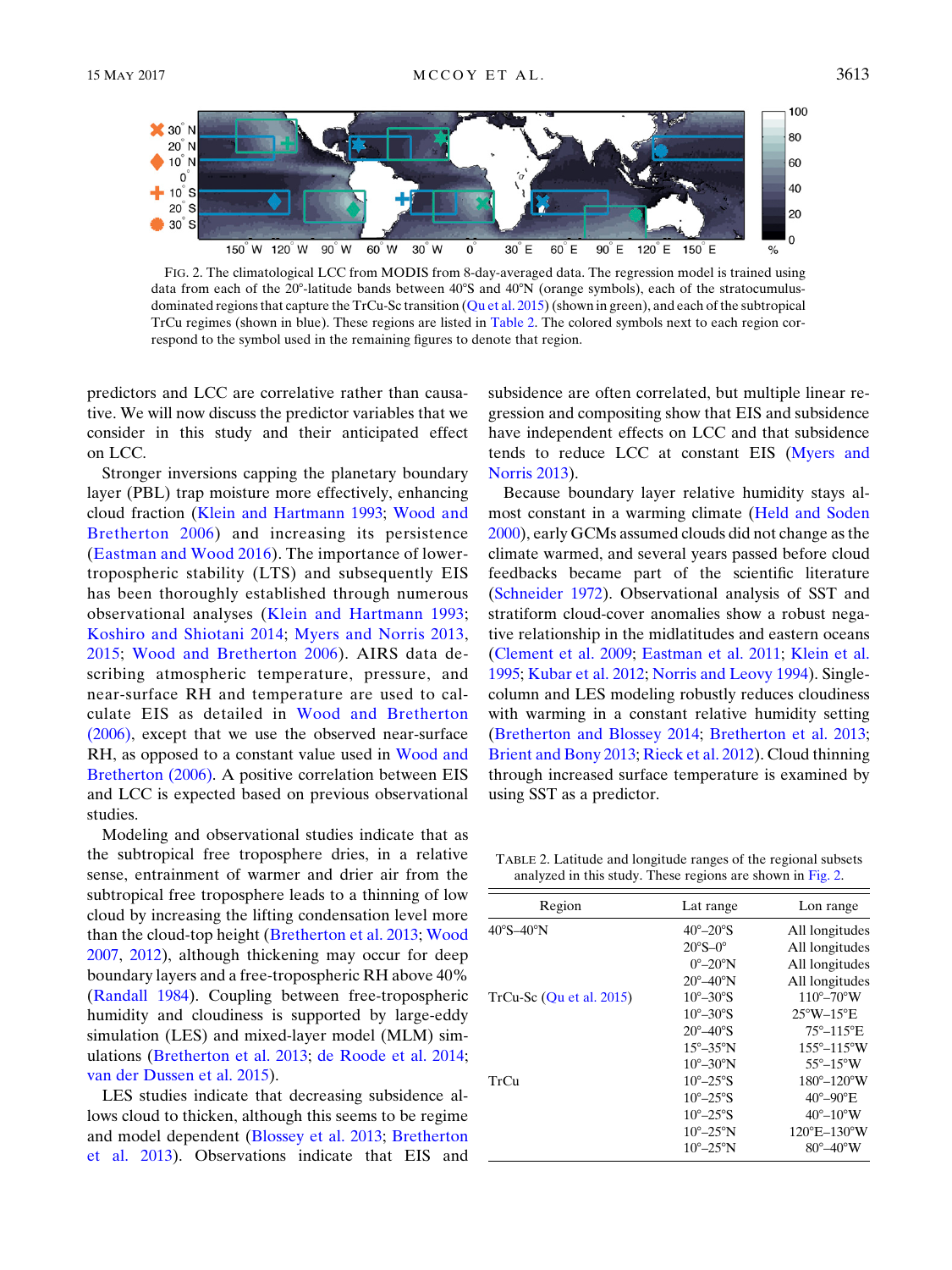FIG. 2. The climatological LCC from MODIS from 8-day-averaged data. The regression model is trained using data from each of the 20°-latitude bands between 40°S and 40°N (orange symbols), each of the stratocumulus-dominated regions that capture the TrCu-Sc transition (Qu et al. 2015) (shown in green), and each of the subtropical TrCu regimes (shown in blue). These regions are listed in Table 2. The colored symbols next to each region correspond to the symbol used in the remaining figures to denote that region.

predictors and LCC are correlative rather than causative. We will now discuss the predictor variables that we consider in this study and their anticipated effect on LCC.

Stronger inversions capping the planetary boundary layer (PBL) trap moisture more effectively, enhancing cloud fraction (Klein and Hartmann 1993; Wood and Bretherton 2006) and increasing its persistence (Eastman and Wood 2016). The importance of lower-tropospheric stability (LTS) and subsequently EIS has been thoroughly established through numerous observational analyses (Klein and Hartmann 1993; Koshiro and Shiotani 2014; Myers and Norris 2013, 2015; Wood and Bretherton 2006). AIRS data describing atmospheric temperature, pressure, and near-surface RH and temperature are used to calculate EIS as detailed in Wood and Bretherton (2006), except that we use the observed near-surface RH, as opposed to a constant value used in Wood and Bretherton (2006). A positive correlation between EIS and LCC is expected based on previous observational studies.

Modeling and observational studies indicate that as the subtropical free troposphere dries, in a relative sense, entrainment of warmer and drier air from the subtropical free troposphere leads to a thinning of low cloud by increasing the lifting condensation level more than the cloud-top height (Bretherton et al. 2013; Wood 2007, 2012), although thickening may occur for deep boundary layers and a free-tropospheric RH above 40% (Randall 1984). Coupling between free-tropospheric humidity and cloudiness is supported by large-eddy simulation (LES) and mixed-layer model (MLM) simulations (Bretherton et al. 2013; de Roode et al. 2014; van der Dussen et al. 2015).

LES studies indicate that decreasing subsidence allows cloud to thicken, although this seems to be regime and model dependent (Blossey et al. 2013; Bretherton et al. 2013). Observations indicate that EIS and subsidence are often correlated, but multiple linear regression and compositing show that EIS and subsidence have independent effects on LCC and that subsidence tends to reduce LCC at constant EIS (Myers and Norris 2013).

Because boundary layer relative humidity stays almost constant in a warming climate (Held and Soden 2000), early GCMs assumed clouds did not change as the climate warmed, and several years passed before cloud feedbacks became part of the scientific literature (Schneider 1972). Observational analysis of SST and stratiform cloud-cover anomalies show a robust negative relationship in the midlatitudes and eastern oceans (Clement et al. 2009; Eastman et al. 2011; Klein et al. 1995; Kubar et al. 2012; Norris and Leovy 1994). Single-column and LES modeling robustly reduces cloudiness with warming in a constant relative humidity setting (Bretherton and Blossey 2014; Bretherton et al. 2013; Brient and Bony 2013; Rieck et al. 2012). Cloud thinning through increased surface temperature is examined by using SST as a predictor.

TABLE 2. Latitude and longitude ranges of the regional subsets analyzed in this study. These regions are shown in Fig. 2.

| Region | Lat range | Lon range |
|---|---|---|
| 40°S–40°N | 40°–20°S | All longitudes |
| | 20°S–0° | All longitudes |
| | 0°–20°N | All longitudes |
| | 20°–40°N | All longitudes |
| TrCu-Sc (Qu et al. 2015) | 10°–30°S | 110°–70°W |
| | 10°–30°S | 25°W–15°E |
| | 20°–40°S | 75°–115°E |
| | 15°–35°N | 155°–115°W |
| | 10°–30°N | 55°–15°W |
| TrCu | 10°–25°S | 180°–120°W |
| | 10°–25°S | 40°–90°E |
| | 10°–25°S | 40°–10°W |
| | 10°–25°N | 120°E–130°W |
| | 10°–25°N | 80°–40°W |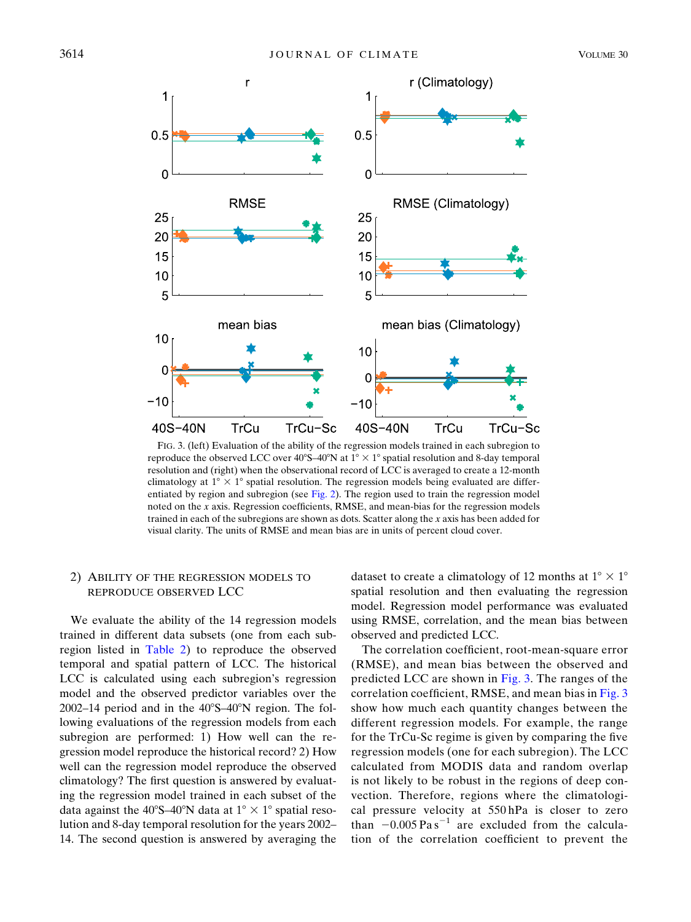FIG. 3. (left) Evaluation of the ability of the regression models trained in each subregion to reproduce the observed LCC over 40°S–40°N at 1° × 1° spatial resolution and 8-day temporal resolution and (right) when the observational record of LCC is averaged to create a 12-month climatology at 1° × 1° spatial resolution. The regression models being evaluated are differentiated by region and subregion (see Fig. 2). The region used to train the regression model noted on the x axis. Regression coefficients, RMSE, and mean-bias for the regression models trained in each of the subregions are shown as dots. Scatter along the x axis has been added for visual clarity. The units of RMSE and mean bias are in units of percent cloud cover.

### 2) Ability of the regression models to reproduce observed LCC

We evaluate the ability of the 14 regression models trained in different data subsets (one from each subregion listed in Table 2) to reproduce the observed temporal and spatial pattern of LCC. The historical LCC is calculated using each subregion's regression model and the observed predictor variables over the 2002–14 period and in the 40°S–40°N region. The following evaluations of the regression models from each subregion are performed: 1) How well can the regression model reproduce the historical record? 2) How well can the regression model reproduce the observed climatology? The first question is answered by evaluating the regression model trained in each subset of the data against the 40°S–40°N data at 1° × 1° spatial resolution and 8-day temporal resolution for the years 2002–14. The second question is answered by averaging the dataset to create a climatology of 12 months at 1° × 1° spatial resolution and then evaluating the regression model. Regression model performance was evaluated using RMSE, correlation, and the mean bias between observed and predicted LCC.

The correlation coefficient, root-mean-square error (RMSE), and mean bias between the observed and predicted LCC are shown in Fig. 3. The ranges of the correlation coefficient, RMSE, and mean bias in Fig. 3 show how much each quantity changes between the different regression models. For example, the range for the TrCu-Sc regime is given by comparing the five regression models (one for each subregion). The LCC calculated from MODIS data and random overlap is not likely to be robust in the regions of deep convection. Therefore, regions where the climatological pressure velocity at 550 hPa is closer to zero than $-0.005\ \mathrm{Pa\,s^{-1}}$ are excluded from the calculation of the correlation coefficient to prevent the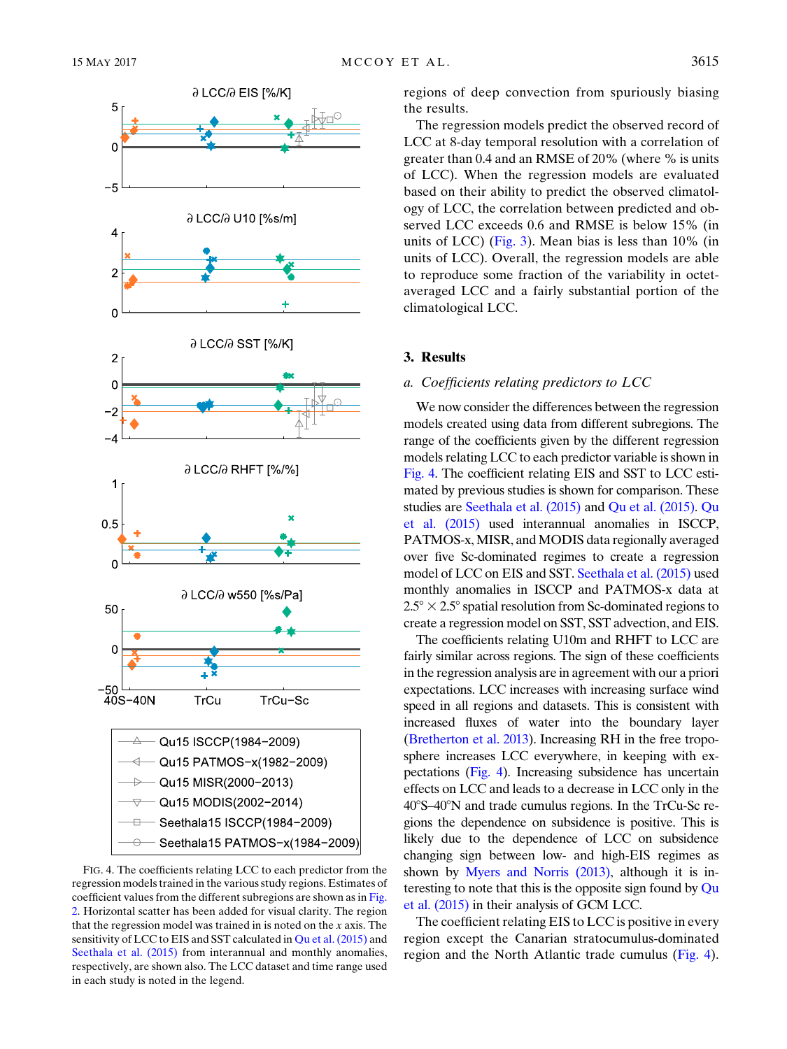FIG. 4. The coefficients relating LCC to each predictor from the regression models trained in the various study regions. Estimates of coefficient values from the different subregions are shown as in Fig. 2. Horizontal scatter has been added for visual clarity. The region that the regression model was trained in is noted on the x axis. The sensitivity of LCC to EIS and SST calculated in Qu et al. (2015) and Seethala et al. (2015) from interannual and monthly anomalies, respectively, are shown also. The LCC dataset and time range used in each study is noted in the legend.

regions of deep convection from spuriously biasing the results.

The regression models predict the observed record of LCC at 8-day temporal resolution with a correlation of greater than 0.4 and an RMSE of 20% (where % is units of LCC). When the regression models are evaluated based on their ability to predict the observed climatology of LCC, the correlation between predicted and observed LCC exceeds 0.6 and RMSE is below 15% (in units of LCC) (Fig. 3). Mean bias is less than 10% (in units of LCC). Overall, the regression models are able to reproduce some fraction of the variability in octet-averaged LCC and a fairly substantial portion of the climatological LCC.

## 3. Results

### *a. Coefficients relating predictors to LCC*

We now consider the differences between the regression models created using data from different subregions. The range of the coefficients given by the different regression models relating LCC to each predictor variable is shown in Fig. 4. The coefficient relating EIS and SST to LCC estimated by previous studies is shown for comparison. These studies are Seethala et al. (2015) and Qu et al. (2015). Qu et al. (2015) used interannual anomalies in ISCCP, PATMOS-x, MISR, and MODIS data regionally averaged over five Sc-dominated regimes to create a regression model of LCC on EIS and SST. Seethala et al. (2015) used monthly anomalies in ISCCP and PATMOS-x data at $2.5° \times 2.5°$ spatial resolution from Sc-dominated regions to create a regression model on SST, SST advection, and EIS.

The coefficients relating U10m and RHFT to LCC are fairly similar across regions. The sign of these coefficients in the regression analysis are in agreement with our a priori expectations. LCC increases with increasing surface wind speed in all regions and datasets. This is consistent with increased fluxes of water into the boundary layer (Bretherton et al. 2013). Increasing RH in the free troposphere increases LCC everywhere, in keeping with expectations (Fig. 4). Increasing subsidence has uncertain effects on LCC and leads to a decrease in LCC only in the 40°S–40°N and trade cumulus regions. In the TrCu-Sc regions the dependence on subsidence is positive. This is likely due to the dependence of LCC on subsidence changing sign between low- and high-EIS regimes as shown by Myers and Norris (2013), although it is interesting to note that this is the opposite sign found by Qu et al. (2015) in their analysis of GCM LCC.

The coefficient relating EIS to LCC is positive in every region except the Canarian stratocumulus-dominated region and the North Atlantic trade cumulus (Fig. 4).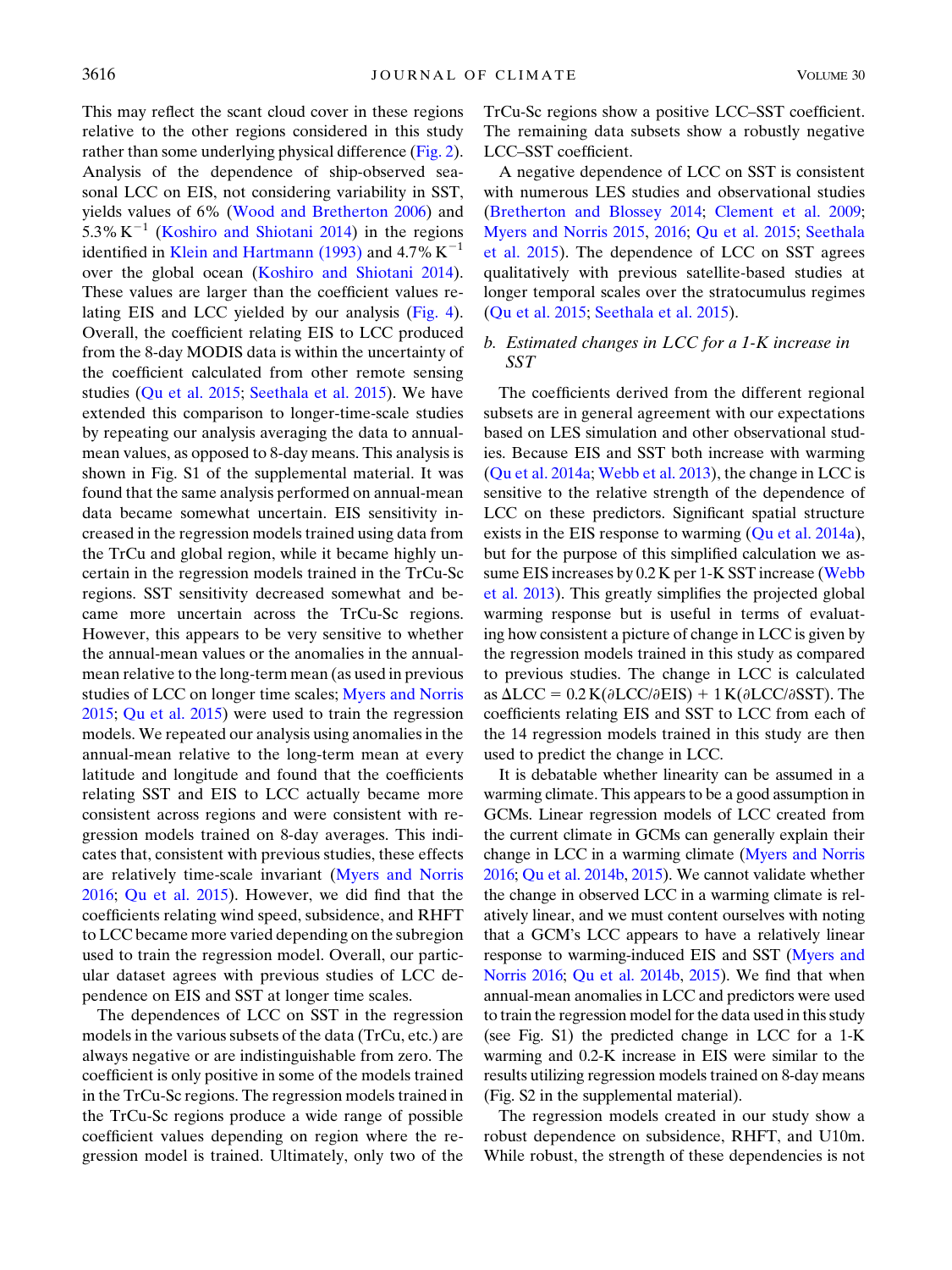This may reflect the scant cloud cover in these regions relative to the other regions considered in this study rather than some underlying physical difference (Fig. 2). Analysis of the dependence of ship-observed seasonal LCC on EIS, not considering variability in SST, yields values of 6% (Wood and Bretherton 2006) and 5.3% $K^{-1}$ (Koshiro and Shiotani 2014) in the regions identified in Klein and Hartmann (1993) and 4.7% $K^{-1}$ over the global ocean (Koshiro and Shiotani 2014). These values are larger than the coefficient values relating EIS and LCC yielded by our analysis (Fig. 4). Overall, the coefficient relating EIS to LCC produced from the 8-day MODIS data is within the uncertainty of the coefficient calculated from other remote sensing studies (Qu et al. 2015; Seethala et al. 2015). We have extended this comparison to longer-time-scale studies by repeating our analysis averaging the data to annual-mean values, as opposed to 8-day means. This analysis is shown in Fig. S1 of the supplemental material. It was found that the same analysis performed on annual-mean data became somewhat uncertain. EIS sensitivity increased in the regression models trained using data from the TrCu and global region, while it became highly uncertain in the regression models trained in the TrCu-Sc regions. SST sensitivity decreased somewhat and became more uncertain across the TrCu-Sc regions. However, this appears to be very sensitive to whether the annual-mean values or the anomalies in the annual-mean relative to the long-term mean (as used in previous studies of LCC on longer time scales; Myers and Norris 2015; Qu et al. 2015) were used to train the regression models. We repeated our analysis using anomalies in the annual-mean relative to the long-term mean at every latitude and longitude and found that the coefficients relating SST and EIS to LCC actually became more consistent across regions and were consistent with regression models trained on 8-day averages. This indicates that, consistent with previous studies, these effects are relatively time-scale invariant (Myers and Norris 2016; Qu et al. 2015). However, we did find that the coefficients relating wind speed, subsidence, and RHFT to LCC became more varied depending on the subregion used to train the regression model. Overall, our particular dataset agrees with previous studies of LCC dependence on EIS and SST at longer time scales.

The dependences of LCC on SST in the regression models in the various subsets of the data (TrCu, etc.) are always negative or are indistinguishable from zero. The coefficient is only positive in some of the models trained in the TrCu-Sc regions. The regression models trained in the TrCu-Sc regions produce a wide range of possible coefficient values depending on region where the regression model is trained. Ultimately, only two of the TrCu-Sc regions show a positive LCC–SST coefficient. The remaining data subsets show a robustly negative LCC–SST coefficient.

A negative dependence of LCC on SST is consistent with numerous LES studies and observational studies (Bretherton and Blossey 2014; Clement et al. 2009; Myers and Norris 2015, 2016; Qu et al. 2015; Seethala et al. 2015). The dependence of LCC on SST agrees qualitatively with previous satellite-based studies at longer temporal scales over the stratocumulus regimes (Qu et al. 2015; Seethala et al. 2015).

### b. *Estimated changes in LCC for a 1-K increase in SST*

The coefficients derived from the different regional subsets are in general agreement with our expectations based on LES simulation and other observational studies. Because EIS and SST both increase with warming (Qu et al. 2014a; Webb et al. 2013), the change in LCC is sensitive to the relative strength of the dependence of LCC on these predictors. Significant spatial structure exists in the EIS response to warming (Qu et al. 2014a), but for the purpose of this simplified calculation we assume EIS increases by 0.2 K per 1-K SST increase (Webb et al. 2013). This greatly simplifies the projected global warming response but is useful in terms of evaluating how consistent a picture of change in LCC is given by the regression models trained in this study as compared to previous studies. The change in LCC is calculated as $\Delta\text{LCC} = 0.2\,\text{K}(\partial\text{LCC}/\partial\text{EIS}) + 1\,\text{K}(\partial\text{LCC}/\partial\text{SST})$. The coefficients relating EIS and SST to LCC from each of the 14 regression models trained in this study are then used to predict the change in LCC.

It is debatable whether linearity can be assumed in a warming climate. This appears to be a good assumption in GCMs. Linear regression models of LCC created from the current climate in GCMs can generally explain their change in LCC in a warming climate (Myers and Norris 2016; Qu et al. 2014b, 2015). We cannot validate whether the change in observed LCC in a warming climate is relatively linear, and we must content ourselves with noting that a GCM's LCC appears to have a relatively linear response to warming-induced EIS and SST (Myers and Norris 2016; Qu et al. 2014b, 2015). We find that when annual-mean anomalies in LCC and predictors were used to train the regression model for the data used in this study (see Fig. S1) the predicted change in LCC for a 1-K warming and 0.2-K increase in EIS were similar to the results utilizing regression models trained on 8-day means (Fig. S2 in the supplemental material).

The regression models created in our study show a robust dependence on subsidence, RHFT, and U10m. While robust, the strength of these dependencies is not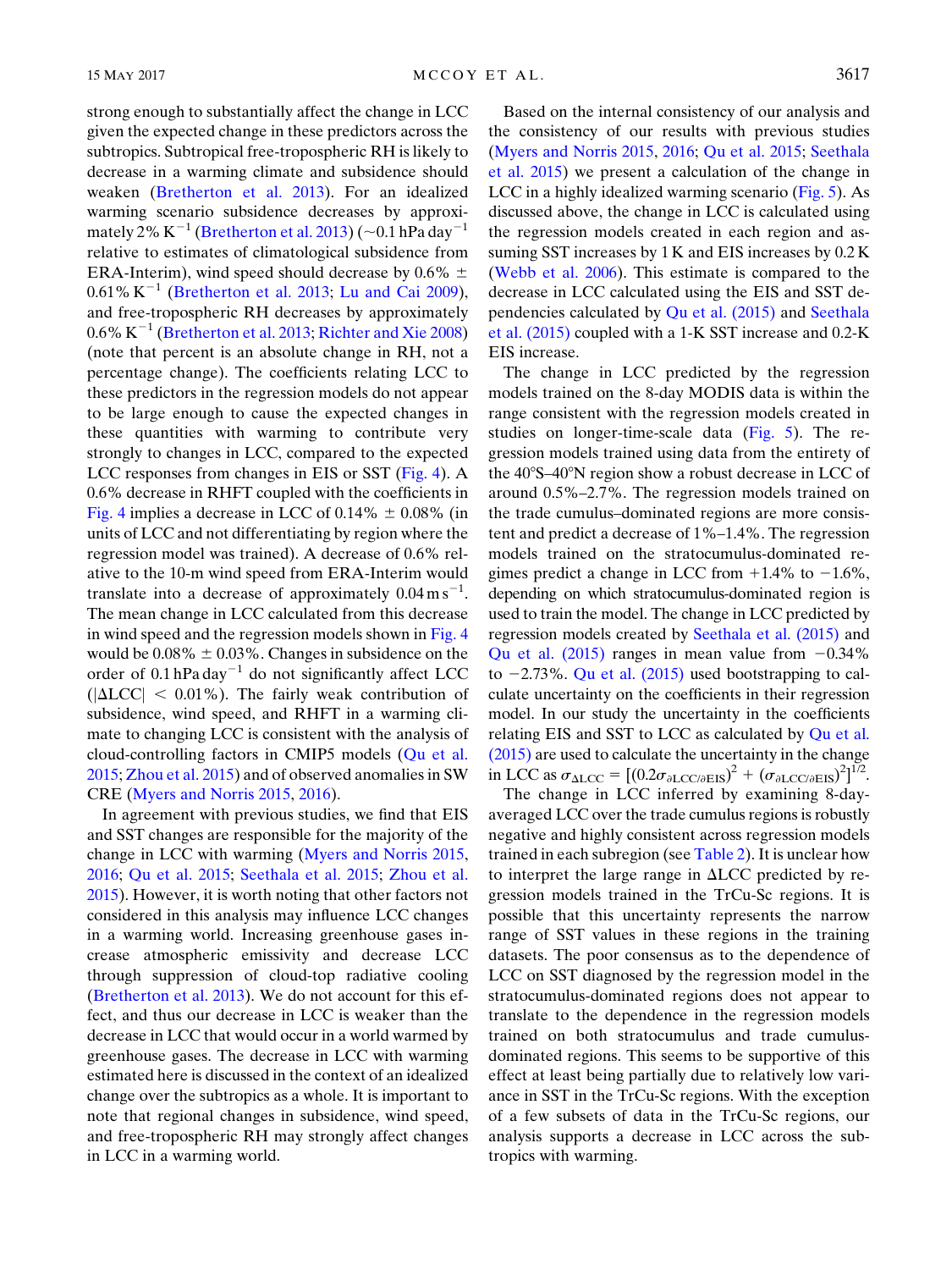strong enough to substantially affect the change in LCC given the expected change in these predictors across the subtropics. Subtropical free-tropospheric RH is likely to decrease in a warming climate and subsidence should weaken (Bretherton et al. 2013). For an idealized warming scenario subsidence decreases by approximately 2% $K^{-1}$ (Bretherton et al. 2013) (~0.1 hPa $day^{-1}$ relative to estimates of climatological subsidence from ERA-Interim), wind speed should decrease by 0.6% ± 0.61% $K^{-1}$ (Bretherton et al. 2013; Lu and Cai 2009), and free-tropospheric RH decreases by approximately 0.6% $K^{-1}$ (Bretherton et al. 2013; Richter and Xie 2008) (note that percent is an absolute change in RH, not a percentage change). The coefficients relating LCC to these predictors in the regression models do not appear to be large enough to cause the expected changes in these quantities with warming to contribute very strongly to changes in LCC, compared to the expected LCC responses from changes in EIS or SST (Fig. 4). A 0.6% decrease in RHFT coupled with the coefficients in Fig. 4 implies a decrease in LCC of 0.14% ± 0.08% (in units of LCC and not differentiating by region where the regression model was trained). A decrease of 0.6% relative to the 10-m wind speed from ERA-Interim would translate into a decrease of approximately 0.04 m $s^{-1}$. The mean change in LCC calculated from this decrease in wind speed and the regression models shown in Fig. 4 would be 0.08% ± 0.03%. Changes in subsidence on the order of 0.1 hPa $day^{-1}$ do not significantly affect LCC ($|\Delta LCC| < 0.01\%$). The fairly weak contribution of subsidence, wind speed, and RHFT in a warming climate to changing LCC is consistent with the analysis of cloud-controlling factors in CMIP5 models (Qu et al. 2015; Zhou et al. 2015) and of observed anomalies in SW CRE (Myers and Norris 2015, 2016).

In agreement with previous studies, we find that EIS and SST changes are responsible for the majority of the change in LCC with warming (Myers and Norris 2015, 2016; Qu et al. 2015; Seethala et al. 2015; Zhou et al. 2015). However, it is worth noting that other factors not considered in this analysis may influence LCC changes in a warming world. Increasing greenhouse gases increase atmospheric emissivity and decrease LCC through suppression of cloud-top radiative cooling (Bretherton et al. 2013). We do not account for this effect, and thus our decrease in LCC is weaker than the decrease in LCC that would occur in a world warmed by greenhouse gases. The decrease in LCC with warming estimated here is discussed in the context of an idealized change over the subtropics as a whole. It is important to note that regional changes in subsidence, wind speed, and free-tropospheric RH may strongly affect changes in LCC in a warming world.

Based on the internal consistency of our analysis and the consistency of our results with previous studies (Myers and Norris 2015, 2016; Qu et al. 2015; Seethala et al. 2015) we present a calculation of the change in LCC in a highly idealized warming scenario (Fig. 5). As discussed above, the change in LCC is calculated using the regression models created in each region and assuming SST increases by 1 K and EIS increases by 0.2 K (Webb et al. 2006). This estimate is compared to the decrease in LCC calculated using the EIS and SST dependencies calculated by Qu et al. (2015) and Seethala et al. (2015) coupled with a 1-K SST increase and 0.2-K EIS increase.

The change in LCC predicted by the regression models trained on the 8-day MODIS data is within the range consistent with the regression models created in studies on longer-time-scale data (Fig. 5). The regression models trained using data from the entirety of the 40°S–40°N region show a robust decrease in LCC of around 0.5%–2.7%. The regression models trained on the trade cumulus–dominated regions are more consistent and predict a decrease of 1%–1.4%. The regression models trained on the stratocumulus-dominated regimes predict a change in LCC from +1.4% to −1.6%, depending on which stratocumulus-dominated region is used to train the model. The change in LCC predicted by regression models created by Seethala et al. (2015) and Qu et al. (2015) ranges in mean value from −0.34% to −2.73%. Qu et al. (2015) used bootstrapping to calculate uncertainty on the coefficients in their regression model. In our study the uncertainty in the coefficients relating EIS and SST to LCC as calculated by Qu et al. (2015) are used to calculate the uncertainty in the change in LCC as $\sigma_{\Delta LCC} = [(0.2\sigma_{\partial LCC/\partial EIS})^2 + (\sigma_{\partial LCC/\partial EIS})^2]^{1/2}$.

The change in LCC inferred by examining 8-day-averaged LCC over the trade cumulus regions is robustly negative and highly consistent across regression models trained in each subregion (see Table 2). It is unclear how to interpret the large range in ΔLCC predicted by regression models trained in the TrCu-Sc regions. It is possible that this uncertainty represents the narrow range of SST values in these regions in the training datasets. The poor consensus as to the dependence of LCC on SST diagnosed by the regression model in the stratocumulus-dominated regions does not appear to translate to the dependence in the regression models trained on both stratocumulus and trade cumulus-dominated regions. This seems to be supportive of this effect at least being partially due to relatively low variance in SST in the TrCu-Sc regions. With the exception of a few subsets of data in the TrCu-Sc regions, our analysis supports a decrease in LCC across the subtropics with warming.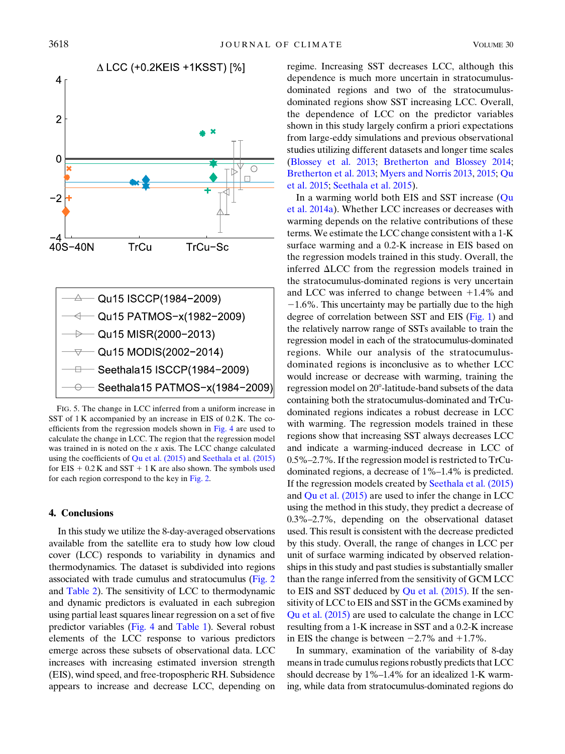FIG. 5. The change in LCC inferred from a uniform increase in SST of 1 K accompanied by an increase in EIS of 0.2 K. The coefficients from the regression models shown in Fig. 4 are used to calculate the change in LCC. The region that the regression model was trained in is noted on the x axis. The LCC change calculated using the coefficients of Qu et al. (2015) and Seethala et al. (2015) for EIS + 0.2 K and SST + 1 K are also shown. The symbols used for each region correspond to the key in Fig. 2.

## 4. Conclusions

In this study we utilize the 8-day-averaged observations available from the satellite era to study how low cloud cover (LCC) responds to variability in dynamics and thermodynamics. The dataset is subdivided into regions associated with trade cumulus and stratocumulus (Fig. 2 and Table 2). The sensitivity of LCC to thermodynamic and dynamic predictors is evaluated in each subregion using partial least squares linear regression on a set of five predictor variables (Fig. 4 and Table 1). Several robust elements of the LCC response to various predictors emerge across these subsets of observational data. LCC increases with increasing estimated inversion strength (EIS), wind speed, and free-tropospheric RH. Subsidence appears to increase and decrease LCC, depending on regime. Increasing SST decreases LCC, although this dependence is much more uncertain in stratocumulus-dominated regions and two of the stratocumulus-dominated regions show SST increasing LCC. Overall, the dependence of LCC on the predictor variables shown in this study largely confirm a priori expectations from large-eddy simulations and previous observational studies utilizing different datasets and longer time scales (Blossey et al. 2013; Bretherton and Blossey 2014; Bretherton et al. 2013; Myers and Norris 2013, 2015; Qu et al. 2015; Seethala et al. 2015).

In a warming world both EIS and SST increase (Qu et al. 2014a). Whether LCC increases or decreases with warming depends on the relative contributions of these terms. We estimate the LCC change consistent with a 1-K surface warming and a 0.2-K increase in EIS based on the regression models trained in this study. Overall, the inferred ΔLCC from the regression models trained in the stratocumulus-dominated regions is very uncertain and LCC was inferred to change between +1.4% and −1.6%. This uncertainty may be partially due to the high degree of correlation between SST and EIS (Fig. 1) and the relatively narrow range of SSTs available to train the regression model in each of the stratocumulus-dominated regions. While our analysis of the stratocumulus-dominated regions is inconclusive as to whether LCC would increase or decrease with warming, training the regression model on 20°-latitude-band subsets of the data containing both the stratocumulus-dominated and TrCu-dominated regions indicates a robust decrease in LCC with warming. The regression models trained in these regions show that increasing SST always decreases LCC and indicate a warming-induced decrease in LCC of 0.5%–2.7%. If the regression model is restricted to TrCu-dominated regions, a decrease of 1%–1.4% is predicted. If the regression models created by Seethala et al. (2015) and Qu et al. (2015) are used to infer the change in LCC using the method in this study, they predict a decrease of 0.3%–2.7%, depending on the observational dataset used. This result is consistent with the decrease predicted by this study. Overall, the range of changes in LCC per unit of surface warming indicated by observed relationships in this study and past studies is substantially smaller than the range inferred from the sensitivity of GCM LCC to EIS and SST deduced by Qu et al. (2015). If the sensitivity of LCC to EIS and SST in the GCMs examined by Qu et al. (2015) are used to calculate the change in LCC resulting from a 1-K increase in SST and a 0.2-K increase in EIS the change is between −2.7% and +1.7%.

In summary, examination of the variability of 8-day means in trade cumulus regions robustly predicts that LCC should decrease by 1%–1.4% for an idealized 1-K warming, while data from stratocumulus-dominated regions do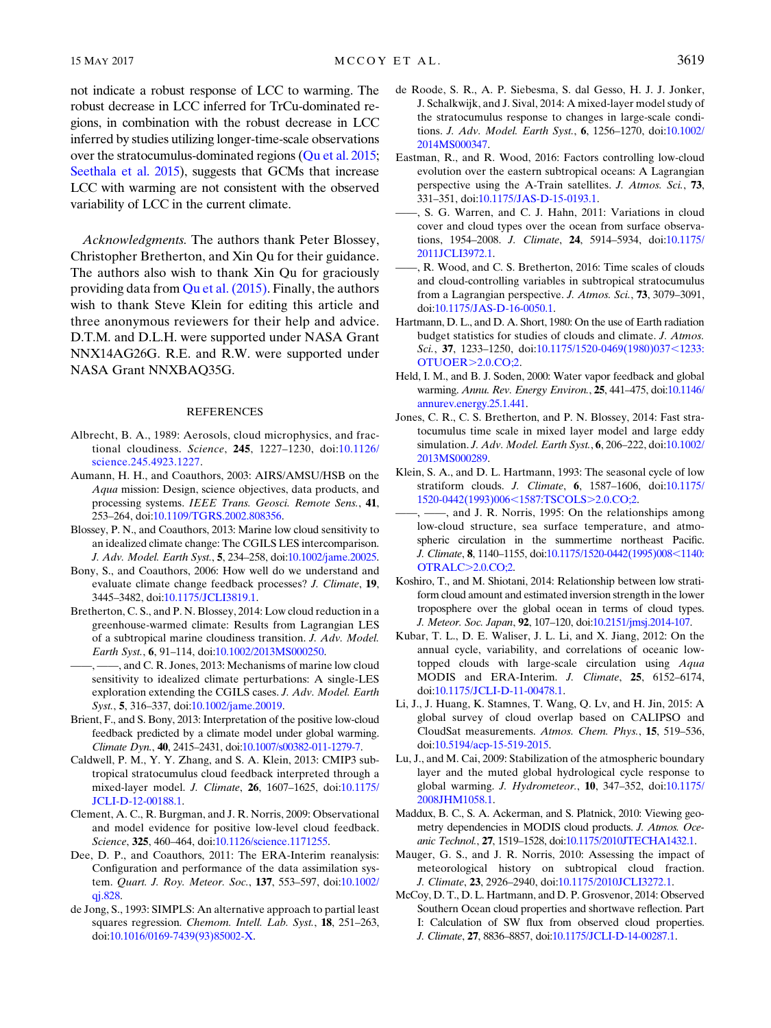not indicate a robust response of LCC to warming. The robust decrease in LCC inferred for TrCu-dominated regions, in combination with the robust decrease in LCC inferred by studies utilizing longer-time-scale observations over the stratocumulus-dominated regions (Qu et al. 2015; Seethala et al. 2015), suggests that GCMs that increase LCC with warming are not consistent with the observed variability of LCC in the current climate.

*Acknowledgments.* The authors thank Peter Blossey, Christopher Bretherton, and Xin Qu for their guidance. The authors also wish to thank Xin Qu for graciously providing data from Qu et al. (2015). Finally, the authors wish to thank Steve Klein for editing this article and three anonymous reviewers for their help and advice. D.T.M. and D.L.H. were supported under NASA Grant NNX14AG26G. R.E. and R.W. were supported under NASA Grant NNXBAQ35G.

## REFERENCES

Albrecht, B. A., 1989: Aerosols, cloud microphysics, and fractional cloudiness. *Science*, **245**, 1227–1230, doi:10.1126/science.245.4923.1227.

Aumann, H. H., and Coauthors, 2003: AIRS/AMSU/HSB on the *Aqua* mission: Design, science objectives, data products, and processing systems. *IEEE Trans. Geosci. Remote Sens.*, **41**, 253–264, doi:10.1109/TGRS.2002.808356.

Blossey, P. N., and Coauthors, 2013: Marine low cloud sensitivity to an idealized climate change: The CGILS LES intercomparison. *J. Adv. Model. Earth Syst.*, **5**, 234–258, doi:10.1002/jame.20025.

Bony, S., and Coauthors, 2006: How well do we understand and evaluate climate change feedback processes? *J. Climate*, **19**, 3445–3482, doi:10.1175/JCLI3819.1.

Bretherton, C. S., and P. N. Blossey, 2014: Low cloud reduction in a greenhouse-warmed climate: Results from Lagrangian LES of a subtropical marine cloudiness transition. *J. Adv. Model. Earth Syst.*, **6**, 91–114, doi:10.1002/2013MS000250.

——, ——, and C. R. Jones, 2013: Mechanisms of marine low cloud sensitivity to idealized climate perturbations: A single-LES exploration extending the CGILS cases. *J. Adv. Model. Earth Syst.*, **5**, 316–337, doi:10.1002/jame.20019.

Brient, F., and S. Bony, 2013: Interpretation of the positive low-cloud feedback predicted by a climate model under global warming. *Climate Dyn.*, **40**, 2415–2431, doi:10.1007/s00382-011-1279-7.

Caldwell, P. M., Y. Y. Zhang, and S. A. Klein, 2013: CMIP3 subtropical stratocumulus cloud feedback interpreted through a mixed-layer model. *J. Climate*, **26**, 1607–1625, doi:10.1175/JCLI-D-12-00188.1.

Clement, A. C., R. Burgman, and J. R. Norris, 2009: Observational and model evidence for positive low-level cloud feedback. *Science*, **325**, 460–464, doi:10.1126/science.1171255.

Dee, D. P., and Coauthors, 2011: The ERA-Interim reanalysis: Configuration and performance of the data assimilation system. *Quart. J. Roy. Meteor. Soc.*, **137**, 553–597, doi:10.1002/qj.828.

de Jong, S., 1993: SIMPLS: An alternative approach to partial least squares regression. *Chemom. Intell. Lab. Syst.*, **18**, 251–263, doi:10.1016/0169-7439(93)85002-X.

de Roode, S. R., A. P. Siebesma, S. dal Gesso, H. J. J. Jonker, J. Schalkwijk, and J. Sival, 2014: A mixed-layer model study of the stratocumulus response to changes in large-scale conditions. *J. Adv. Model. Earth Syst.*, **6**, 1256–1270, doi:10.1002/2014MS000347.

Eastman, R., and R. Wood, 2016: Factors controlling low-cloud evolution over the eastern subtropical oceans: A Lagrangian perspective using the A-Train satellites. *J. Atmos. Sci.*, **73**, 331–351, doi:10.1175/JAS-D-15-0193.1.

——, S. G. Warren, and C. J. Hahn, 2011: Variations in cloud cover and cloud types over the ocean from surface observations, 1954–2008. *J. Climate*, **24**, 5914–5934, doi:10.1175/2011JCLI3972.1.

——, R. Wood, and C. S. Bretherton, 2016: Time scales of clouds and cloud-controlling variables in subtropical stratocumulus from a Lagrangian perspective. *J. Atmos. Sci.*, **73**, 3079–3091, doi:10.1175/JAS-D-16-0050.1.

Hartmann, D. L., and D. A. Short, 1980: On the use of Earth radiation budget statistics for studies of clouds and climate. *J. Atmos. Sci.*, **37**, 1233–1250, doi:10.1175/1520-0469(1980)037<1233:OTUOER>2.0.CO;2.

Held, I. M., and B. J. Soden, 2000: Water vapor feedback and global warming. *Annu. Rev. Energy Environ.*, **25**, 441–475, doi:10.1146/annurev.energy.25.1.441.

Jones, C. R., C. S. Bretherton, and P. N. Blossey, 2014: Fast stratocumulus time scale in mixed layer model and large eddy simulation. *J. Adv. Model. Earth Syst.*, **6**, 206–222, doi:10.1002/2013MS000289.

Klein, S. A., and D. L. Hartmann, 1993: The seasonal cycle of low stratiform clouds. *J. Climate*, **6**, 1587–1606, doi:10.1175/1520-0442(1993)006<1587:TSCOLS>2.0.CO;2.

——, ——, and J. R. Norris, 1995: On the relationships among low-cloud structure, sea surface temperature, and atmospheric circulation in the summertime northeast Pacific. *J. Climate*, **8**, 1140–1155, doi:10.1175/1520-0442(1995)008<1140:OTRALC>2.0.CO;2.

Koshiro, T., and M. Shiotani, 2014: Relationship between low stratiform cloud amount and estimated inversion strength in the lower troposphere over the global ocean in terms of cloud types. *J. Meteor. Soc. Japan*, **92**, 107–120, doi:10.2151/jmsj.2014-107.

Kubar, T. L., D. E. Waliser, J. L. Li, and X. Jiang, 2012: On the annual cycle, variability, and correlations of oceanic low-topped clouds with large-scale circulation using *Aqua* MODIS and ERA-Interim. *J. Climate*, **25**, 6152–6174, doi:10.1175/JCLI-D-11-00478.1.

Li, J., J. Huang, K. Stamnes, T. Wang, Q. Lv, and H. Jin, 2015: A global survey of cloud overlap based on CALIPSO and CloudSat measurements. *Atmos. Chem. Phys.*, **15**, 519–536, doi:10.5194/acp-15-519-2015.

Lu, J., and M. Cai, 2009: Stabilization of the atmospheric boundary layer and the muted global hydrological cycle response to global warming. *J. Hydrometeor.*, **10**, 347–352, doi:10.1175/2008JHM1058.1.

Maddux, B. C., S. A. Ackerman, and S. Platnick, 2010: Viewing geometry dependencies in MODIS cloud products. *J. Atmos. Oceanic Technol.*, **27**, 1519–1528, doi:10.1175/2010JTECHA1432.1.

Mauger, G. S., and J. R. Norris, 2010: Assessing the impact of meteorological history on subtropical cloud fraction. *J. Climate*, **23**, 2926–2940, doi:10.1175/2010JCLI3272.1.

McCoy, D. T., D. L. Hartmann, and D. P. Grosvenor, 2014: Observed Southern Ocean cloud properties and shortwave reflection. Part I: Calculation of SW flux from observed cloud properties. *J. Climate*, **27**, 8836–8857, doi:10.1175/JCLI-D-14-00287.1.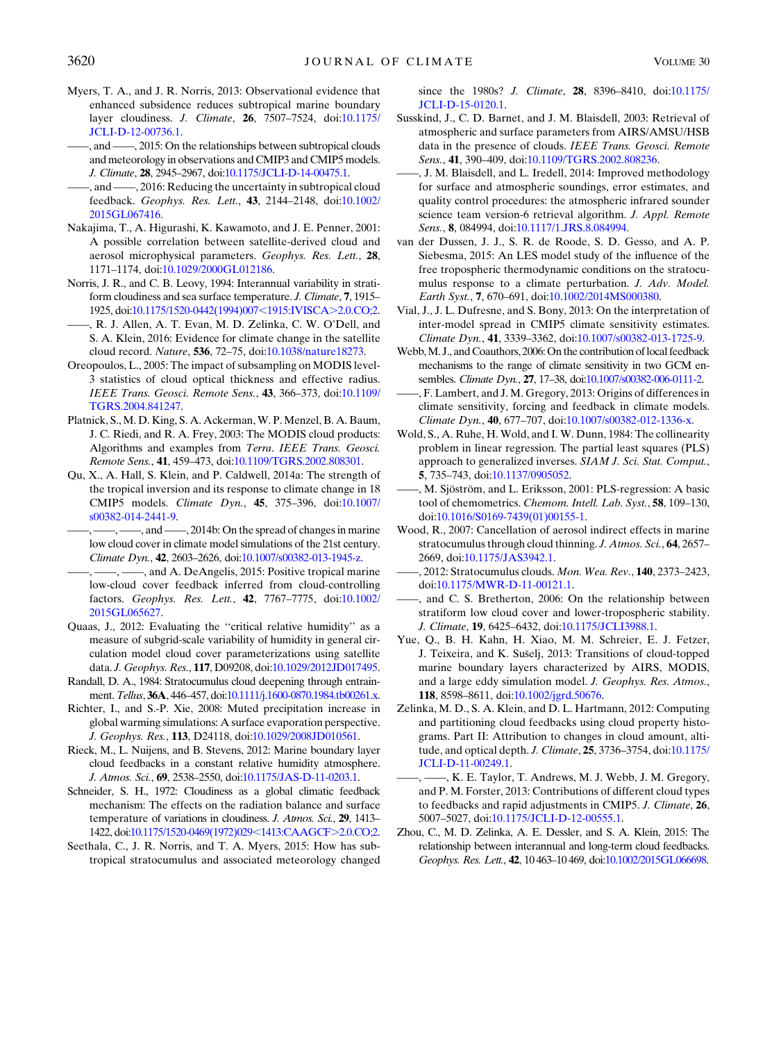Myers, T. A., and J. R. Norris, 2013: Observational evidence that enhanced subsidence reduces subtropical marine boundary layer cloudiness. *J. Climate*, **26**, 7507–7524, doi:10.1175/JCLI-D-12-00736.1.

——, and ——, 2015: On the relationships between subtropical clouds and meteorology in observations and CMIP3 and CMIP5 models. *J. Climate*, **28**, 2945–2967, doi:10.1175/JCLI-D-14-00475.1.

——, and ——, 2016: Reducing the uncertainty in subtropical cloud feedback. *Geophys. Res. Lett.*, **43**, 2144–2148, doi:10.1002/2015GL067416.

Nakajima, T., A. Higurashi, K. Kawamoto, and J. E. Penner, 2001: A possible correlation between satellite-derived cloud and aerosol microphysical parameters. *Geophys. Res. Lett.*, **28**, 1171–1174, doi:10.1029/2000GL012186.

Norris, J. R., and C. B. Leovy, 1994: Interannual variability in stratiform cloudiness and sea surface temperature. *J. Climate*, **7**, 1915–1925, doi:10.1175/1520-0442(1994)007<1915:IVISCA>2.0.CO;2.

——, R. J. Allen, A. T. Evan, M. D. Zelinka, C. W. O'Dell, and S. A. Klein, 2016: Evidence for climate change in the satellite cloud record. *Nature*, **536**, 72–75, doi:10.1038/nature18273.

Oreopoulos, L., 2005: The impact of subsampling on MODIS level-3 statistics of cloud optical thickness and effective radius. *IEEE Trans. Geosci. Remote Sens.*, **43**, 366–373, doi:10.1109/TGRS.2004.841247.

Platnick, S., M. D. King, S. A. Ackerman, W. P. Menzel, B. A. Baum, J. C. Riedi, and R. A. Frey, 2003: The MODIS cloud products: Algorithms and examples from *Terra*. *IEEE Trans. Geosci. Remote Sens.*, **41**, 459–473, doi:10.1109/TGRS.2002.808301.

Qu, X., A. Hall, S. Klein, and P. Caldwell, 2014a: The strength of the tropical inversion and its response to climate change in 18 CMIP5 models. *Climate Dyn.*, **45**, 375–396, doi:10.1007/s00382-014-2441-9.

——, ——, ——, and ——, 2014b: On the spread of changes in marine low cloud cover in climate model simulations of the 21st century. *Climate Dyn.*, **42**, 2603–2626, doi:10.1007/s00382-013-1945-z.

——, ——, ——, and A. DeAngelis, 2015: Positive tropical marine low-cloud cover feedback inferred from cloud-controlling factors. *Geophys. Res. Lett.*, **42**, 7767–7775, doi:10.1002/2015GL065627.

Quaas, J., 2012: Evaluating the ''critical relative humidity'' as a measure of subgrid-scale variability of humidity in general circulation model cloud cover parameterizations using satellite data. *J. Geophys. Res.*, **117**, D09208, doi:10.1029/2012JD017495.

Randall, D. A., 1984: Stratocumulus cloud deepening through entrainment. *Tellus*, **36A**, 446–457, doi:10.1111/j.1600-0870.1984.tb00261.x.

Richter, I., and S.-P. Xie, 2008: Muted precipitation increase in global warming simulations: A surface evaporation perspective. *J. Geophys. Res.*, **113**, D24118, doi:10.1029/2008JD010561.

Rieck, M., L. Nuijens, and B. Stevens, 2012: Marine boundary layer cloud feedbacks in a constant relative humidity atmosphere. *J. Atmos. Sci.*, **69**, 2538–2550, doi:10.1175/JAS-D-11-0203.1.

Schneider, S. H., 1972: Cloudiness as a global climatic feedback mechanism: The effects on the radiation balance and surface temperature of variations in cloudiness. *J. Atmos. Sci.*, **29**, 1413–1422, doi:10.1175/1520-0469(1972)029<1413:CAAGCF>2.0.CO;2.

Seethala, C., J. R. Norris, and T. A. Myers, 2015: How has subtropical stratocumulus and associated meteorology changed since the 1980s? *J. Climate*, **28**, 8396–8410, doi:10.1175/JCLI-D-15-0120.1.

Susskind, J., C. D. Barnet, and J. M. Blaisdell, 2003: Retrieval of atmospheric and surface parameters from AIRS/AMSU/HSB data in the presence of clouds. *IEEE Trans. Geosci. Remote Sens.*, **41**, 390–409, doi:10.1109/TGRS.2002.808236.

——, J. M. Blaisdell, and L. Iredell, 2014: Improved methodology for surface and atmospheric soundings, error estimates, and quality control procedures: the atmospheric infrared sounder science team version-6 retrieval algorithm. *J. Appl. Remote Sens.*, **8**, 084994, doi:10.1117/1.JRS.8.084994.

van der Dussen, J. J., S. R. de Roode, S. D. Gesso, and A. P. Siebesma, 2015: An LES model study of the influence of the free tropospheric thermodynamic conditions on the stratocumulus response to a climate perturbation. *J. Adv. Model. Earth Syst.*, **7**, 670–691, doi:10.1002/2014MS000380.

Vial, J., J. L. Dufresne, and S. Bony, 2013: On the interpretation of inter-model spread in CMIP5 climate sensitivity estimates. *Climate Dyn.*, **41**, 3339–3362, doi:10.1007/s00382-013-1725-9.

Webb, M. J., and Coauthors, 2006: On the contribution of local feedback mechanisms to the range of climate sensitivity in two GCM ensembles. *Climate Dyn.*, **27**, 17–38, doi:10.1007/s00382-006-0111-2.

——, F. Lambert, and J. M. Gregory, 2013: Origins of differences in climate sensitivity, forcing and feedback in climate models. *Climate Dyn.*, **40**, 677–707, doi:10.1007/s00382-012-1336-x.

Wold, S., A. Ruhe, H. Wold, and I. W. Dunn, 1984: The collinearity problem in linear regression. The partial least squares (PLS) approach to generalized inverses. *SIAM J. Sci. Stat. Comput.*, **5**, 735–743, doi:10.1137/0905052.

——, M. Sjöström, and L. Eriksson, 2001: PLS-regression: A basic tool of chemometrics. *Chemom. Intell. Lab. Syst.*, **58**, 109–130, doi:10.1016/S0169-7439(01)00155-1.

Wood, R., 2007: Cancellation of aerosol indirect effects in marine stratocumulus through cloud thinning. *J. Atmos. Sci.*, **64**, 2657–2669, doi:10.1175/JAS3942.1.

——, 2012: Stratocumulus clouds. *Mon. Wea. Rev.*, **140**, 2373–2423, doi:10.1175/MWR-D-11-00121.1.

——, and C. S. Bretherton, 2006: On the relationship between stratiform low cloud cover and lower-tropospheric stability. *J. Climate*, **19**, 6425–6432, doi:10.1175/JCLI3988.1.

Yue, Q., B. H. Kahn, H. Xiao, M. M. Schreier, E. J. Fetzer, J. Teixeira, and K. Sušelj, 2013: Transitions of cloud-topped marine boundary layers characterized by AIRS, MODIS, and a large eddy simulation model. *J. Geophys. Res. Atmos.*, **118**, 8598–8611, doi:10.1002/jgrd.50676.

Zelinka, M. D., S. A. Klein, and D. L. Hartmann, 2012: Computing and partitioning cloud feedbacks using cloud property histograms. Part II: Attribution to changes in cloud amount, altitude, and optical depth. *J. Climate*, **25**, 3736–3754, doi:10.1175/JCLI-D-11-00249.1.

——, ——, K. E. Taylor, T. Andrews, M. J. Webb, J. M. Gregory, and P. M. Forster, 2013: Contributions of different cloud types to feedbacks and rapid adjustments in CMIP5. *J. Climate*, **26**, 5007–5027, doi:10.1175/JCLI-D-12-00555.1.

Zhou, C., M. D. Zelinka, A. E. Dessler, and S. A. Klein, 2015: The relationship between interannual and long-term cloud feedbacks. *Geophys. Res. Lett.*, **42**, 10 463–10 469, doi:10.1002/2015GL066698.